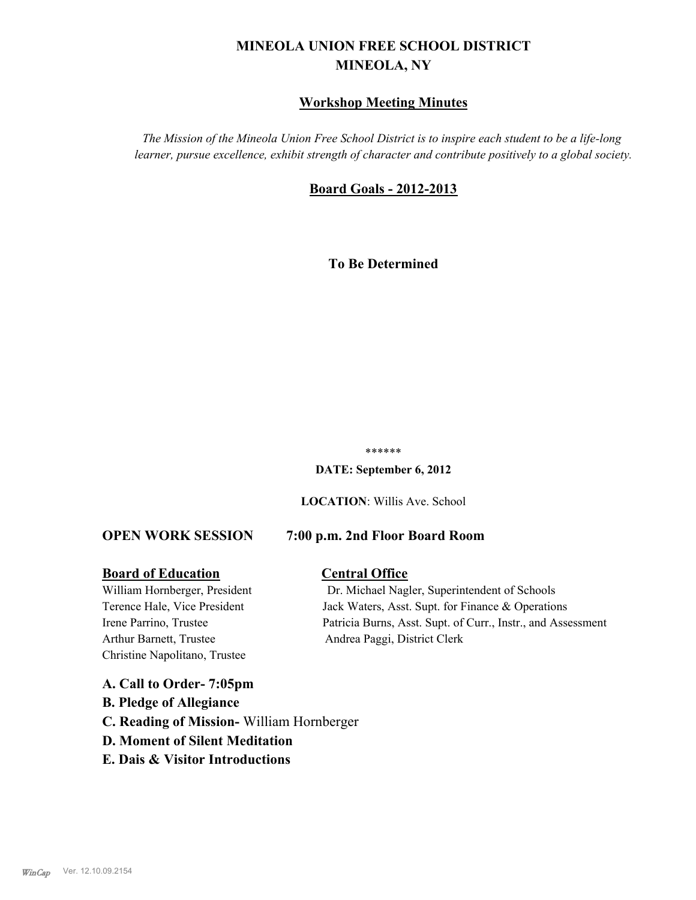# MINEOLA UNION FREE SCHOOL DISTRICT
# MINEOLA, NY

## Workshop Meeting Minutes

*The Mission of the Mineola Union Free School District is to inspire each student to be a life-long learner, pursue excellence, exhibit strength of character and contribute positively to a global society.*

## Board Goals - 2012-2013

**To Be Determined**

******

**DATE: September 6, 2012**

**LOCATION**: Willis Ave. School

**OPEN WORK SESSION 7:00 p.m. 2nd Floor Board Room**

| **Board of Education** | **Central Office** |
| --- | --- |
| William Hornberger, President | Dr. Michael Nagler, Superintendent of Schools |
| Terence Hale, Vice President | Jack Waters, Asst. Supt. for Finance & Operations |
| Irene Parrino, Trustee | Patricia Burns, Asst. Supt. of Curr., Instr., and Assessment |
| Arthur Barnett, Trustee | Andrea Paggi, District Clerk |
| Christine Napolitano, Trustee | |

**A. Call to Order- 7:05pm**

**B. Pledge of Allegiance**

**C. Reading of Mission-** William Hornberger

**D. Moment of Silent Meditation**

**E. Dais & Visitor Introductions**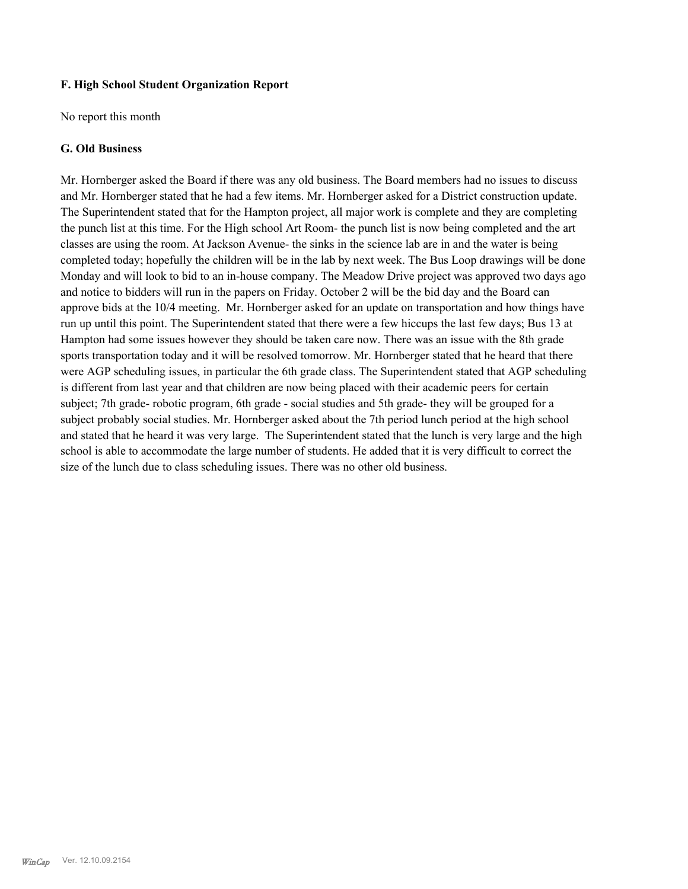### F. High School Student Organization Report

No report this month

### G. Old Business

Mr. Hornberger asked the Board if there was any old business. The Board members had no issues to discuss and Mr. Hornberger stated that he had a few items. Mr. Hornberger asked for a District construction update. The Superintendent stated that for the Hampton project, all major work is complete and they are completing the punch list at this time. For the High school Art Room- the punch list is now being completed and the art classes are using the room. At Jackson Avenue- the sinks in the science lab are in and the water is being completed today; hopefully the children will be in the lab by next week. The Bus Loop drawings will be done Monday and will look to bid to an in-house company. The Meadow Drive project was approved two days ago and notice to bidders will run in the papers on Friday. October 2 will be the bid day and the Board can approve bids at the 10/4 meeting. Mr. Hornberger asked for an update on transportation and how things have run up until this point. The Superintendent stated that there were a few hiccups the last few days; Bus 13 at Hampton had some issues however they should be taken care now. There was an issue with the 8th grade sports transportation today and it will be resolved tomorrow. Mr. Hornberger stated that he heard that there were AGP scheduling issues, in particular the 6th grade class. The Superintendent stated that AGP scheduling is different from last year and that children are now being placed with their academic peers for certain subject; 7th grade- robotic program, 6th grade - social studies and 5th grade- they will be grouped for a subject probably social studies. Mr. Hornberger asked about the 7th period lunch period at the high school and stated that he heard it was very large. The Superintendent stated that the lunch is very large and the high school is able to accommodate the large number of students. He added that it is very difficult to correct the size of the lunch due to class scheduling issues. There was no other old business.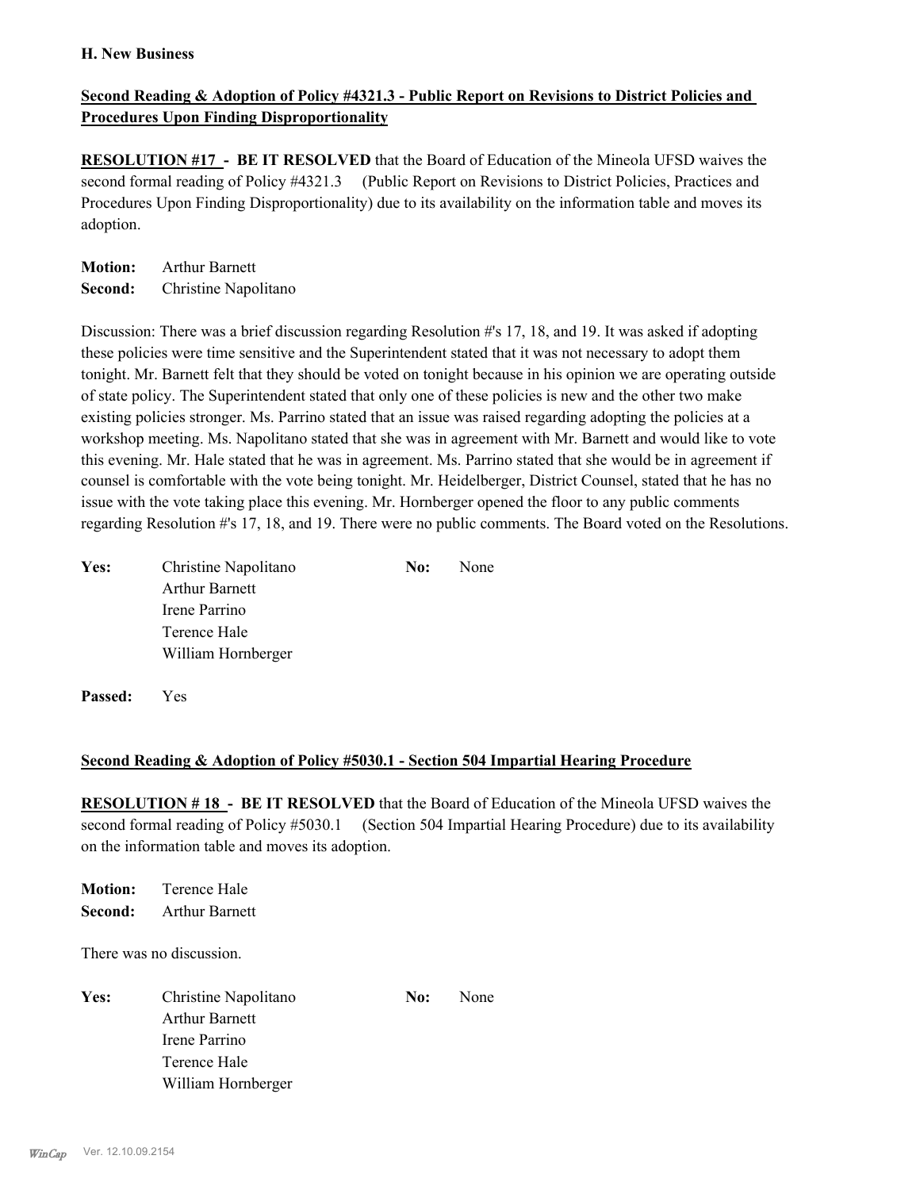**H. New Business**

**Second Reading & Adoption of Policy #4321.3 - Public Report on Revisions to District Policies and Procedures Upon Finding Disproportionality**

**RESOLUTION #17 - BE IT RESOLVED** that the Board of Education of the Mineola UFSD waives the second formal reading of Policy #4321.3 (Public Report on Revisions to District Policies, Practices and Procedures Upon Finding Disproportionality) due to its availability on the information table and moves its adoption.

**Motion:** Arthur Barnett
**Second:** Christine Napolitano

Discussion: There was a brief discussion regarding Resolution #'s 17, 18, and 19. It was asked if adopting these policies were time sensitive and the Superintendent stated that it was not necessary to adopt them tonight. Mr. Barnett felt that they should be voted on tonight because in his opinion we are operating outside of state policy. The Superintendent stated that only one of these policies is new and the other two make existing policies stronger. Ms. Parrino stated that an issue was raised regarding adopting the policies at a workshop meeting. Ms. Napolitano stated that she was in agreement with Mr. Barnett and would like to vote this evening. Mr. Hale stated that he was in agreement. Ms. Parrino stated that she would be in agreement if counsel is comfortable with the vote being tonight. Mr. Heidelberger, District Counsel, stated that he has no issue with the vote taking place this evening. Mr. Hornberger opened the floor to any public comments regarding Resolution #'s 17, 18, and 19. There were no public comments. The Board voted on the Resolutions.

**Yes:** Christine Napolitano, Arthur Barnett, Irene Parrino, Terence Hale, William Hornberger
**No:** None

**Passed:** Yes

**Second Reading & Adoption of Policy #5030.1 - Section 504 Impartial Hearing Procedure**

**RESOLUTION # 18 - BE IT RESOLVED** that the Board of Education of the Mineola UFSD waives the second formal reading of Policy #5030.1 (Section 504 Impartial Hearing Procedure) due to its availability on the information table and moves its adoption.

**Motion:** Terence Hale
**Second:** Arthur Barnett

There was no discussion.

**Yes:** Christine Napolitano, Arthur Barnett, Irene Parrino, Terence Hale, William Hornberger
**No:** None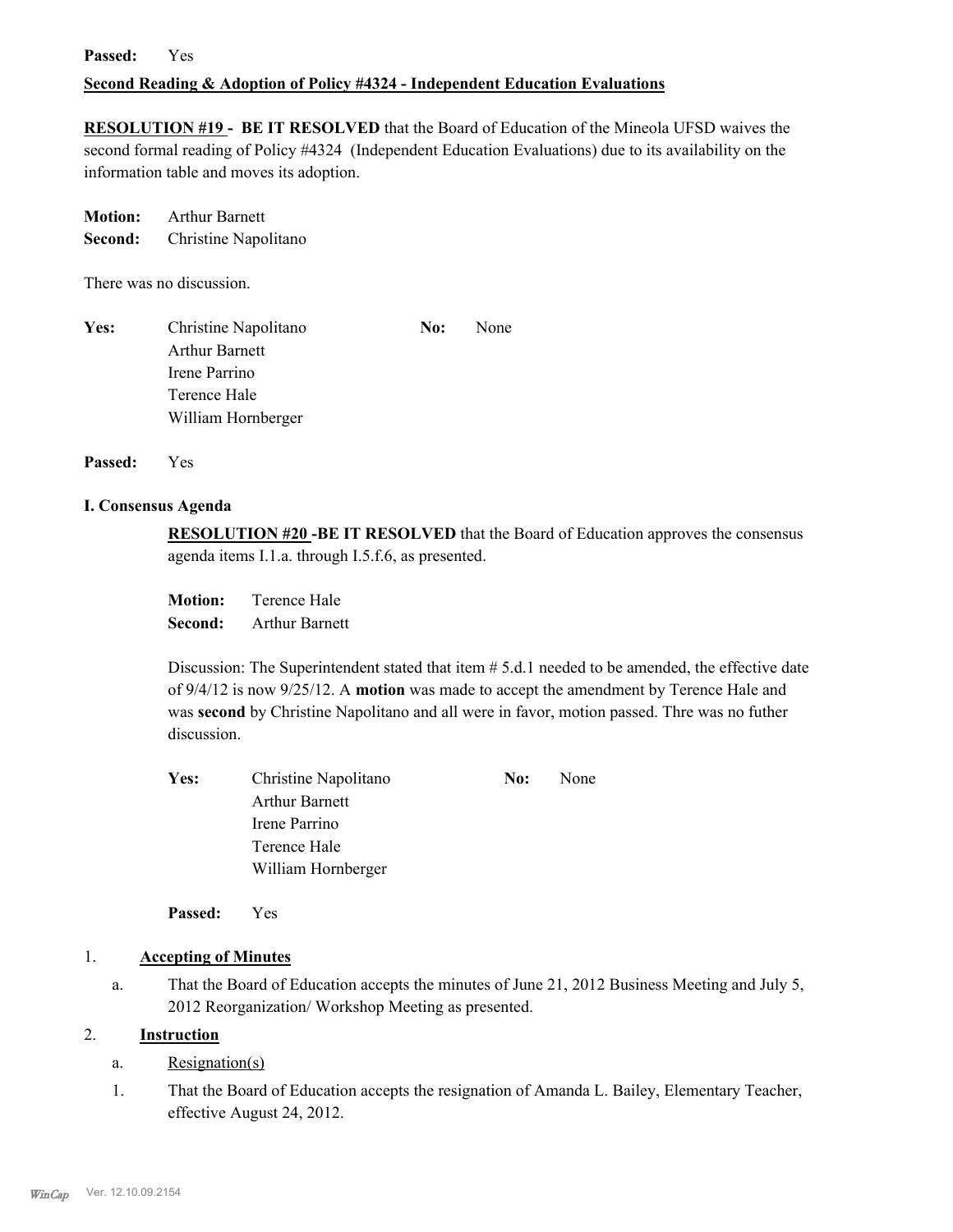**Passed:** Yes

**Second Reading & Adoption of Policy #4324 - Independent Education Evaluations**

**RESOLUTION #19 - BE IT RESOLVED** that the Board of Education of the Mineola UFSD waives the second formal reading of Policy #4324 (Independent Education Evaluations) due to its availability on the information table and moves its adoption.

**Motion:** Arthur Barnett
**Second:** Christine Napolitano

There was no discussion.

**Yes:** Christine Napolitano
Arthur Barnett
Irene Parrino
Terence Hale
William Hornberger

**No:** None

**Passed:** Yes

**I. Consensus Agenda**

**RESOLUTION #20 -BE IT RESOLVED** that the Board of Education approves the consensus agenda items I.1.a. through I.5.f.6, as presented.

**Motion:** Terence Hale
**Second:** Arthur Barnett

Discussion: The Superintendent stated that item # 5.d.1 needed to be amended, the effective date of 9/4/12 is now 9/25/12. A **motion** was made to accept the amendment by Terence Hale and was **second** by Christine Napolitano and all were in favor, motion passed. Thre was no futher discussion.

**Yes:** Christine Napolitano
Arthur Barnett
Irene Parrino
Terence Hale
William Hornberger

**No:** None

**Passed:** Yes

1. **Accepting of Minutes**

   a. That the Board of Education accepts the minutes of June 21, 2012 Business Meeting and July 5, 2012 Reorganization/ Workshop Meeting as presented.

2. **Instruction**

   a. Resignation(s)

   1. That the Board of Education accepts the resignation of Amanda L. Bailey, Elementary Teacher, effective August 24, 2012.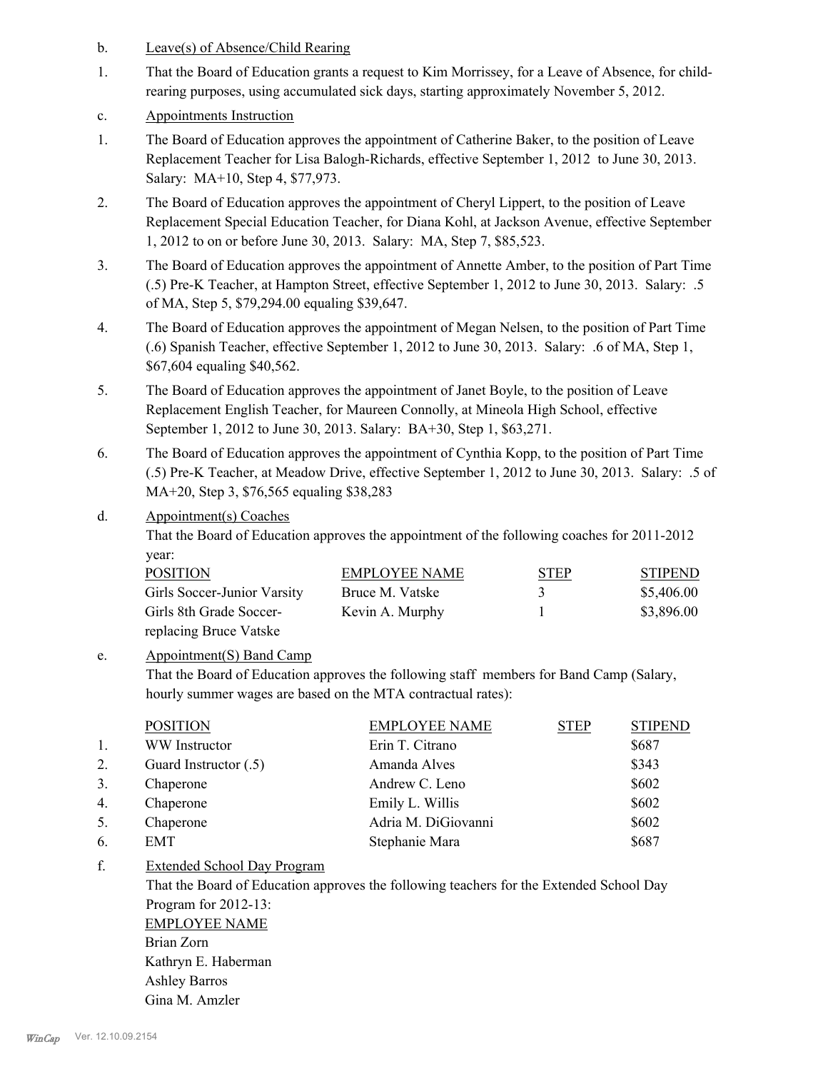b. Leave(s) of Absence/Child Rearing

1. That the Board of Education grants a request to Kim Morrissey, for a Leave of Absence, for child-rearing purposes, using accumulated sick days, starting approximately November 5, 2012.

c. Appointments Instruction

1. The Board of Education approves the appointment of Catherine Baker, to the position of Leave Replacement Teacher for Lisa Balogh-Richards, effective September 1, 2012 to June 30, 2013. Salary: MA+10, Step 4, $77,973.

2. The Board of Education approves the appointment of Cheryl Lippert, to the position of Leave Replacement Special Education Teacher, for Diana Kohl, at Jackson Avenue, effective September 1, 2012 to on or before June 30, 2013. Salary: MA, Step 7, $85,523.

3. The Board of Education approves the appointment of Annette Amber, to the position of Part Time (.5) Pre-K Teacher, at Hampton Street, effective September 1, 2012 to June 30, 2013. Salary: .5 of MA, Step 5, $79,294.00 equaling $39,647.

4. The Board of Education approves the appointment of Megan Nelsen, to the position of Part Time (.6) Spanish Teacher, effective September 1, 2012 to June 30, 2013. Salary: .6 of MA, Step 1, $67,604 equaling $40,562.

5. The Board of Education approves the appointment of Janet Boyle, to the position of Leave Replacement English Teacher, for Maureen Connolly, at Mineola High School, effective September 1, 2012 to June 30, 2013. Salary: BA+30, Step 1, $63,271.

6. The Board of Education approves the appointment of Cynthia Kopp, to the position of Part Time (.5) Pre-K Teacher, at Meadow Drive, effective September 1, 2012 to June 30, 2013. Salary: .5 of MA+20, Step 3, $76,565 equaling $38,283

d. Appointment(s) Coaches

That the Board of Education approves the appointment of the following coaches for 2011-2012 year:

| POSITION | EMPLOYEE NAME | STEP | STIPEND |
|---|---|---|---|
| Girls Soccer-Junior Varsity | Bruce M. Vatske | 3 | $5,406.00 |
| Girls 8th Grade Soccer-replacing Bruce Vatske | Kevin A. Murphy | 1 | $3,896.00 |

e. Appointment(S) Band Camp

That the Board of Education approves the following staff members for Band Camp (Salary, hourly summer wages are based on the MTA contractual rates):

| | POSITION | EMPLOYEE NAME | STEP | STIPEND |
|---|---|---|---|---|
| 1. | WW Instructor | Erin T. Citrano | | $687 |
| 2. | Guard Instructor (.5) | Amanda Alves | | $343 |
| 3. | Chaperone | Andrew C. Leno | | $602 |
| 4. | Chaperone | Emily L. Willis | | $602 |
| 5. | Chaperone | Adria M. DiGiovanni | | $602 |
| 6. | EMT | Stephanie Mara | | $687 |

f. Extended School Day Program

That the Board of Education approves the following teachers for the Extended School Day Program for 2012-13:

EMPLOYEE NAME
Brian Zorn
Kathryn E. Haberman
Ashley Barros
Gina M. Amzler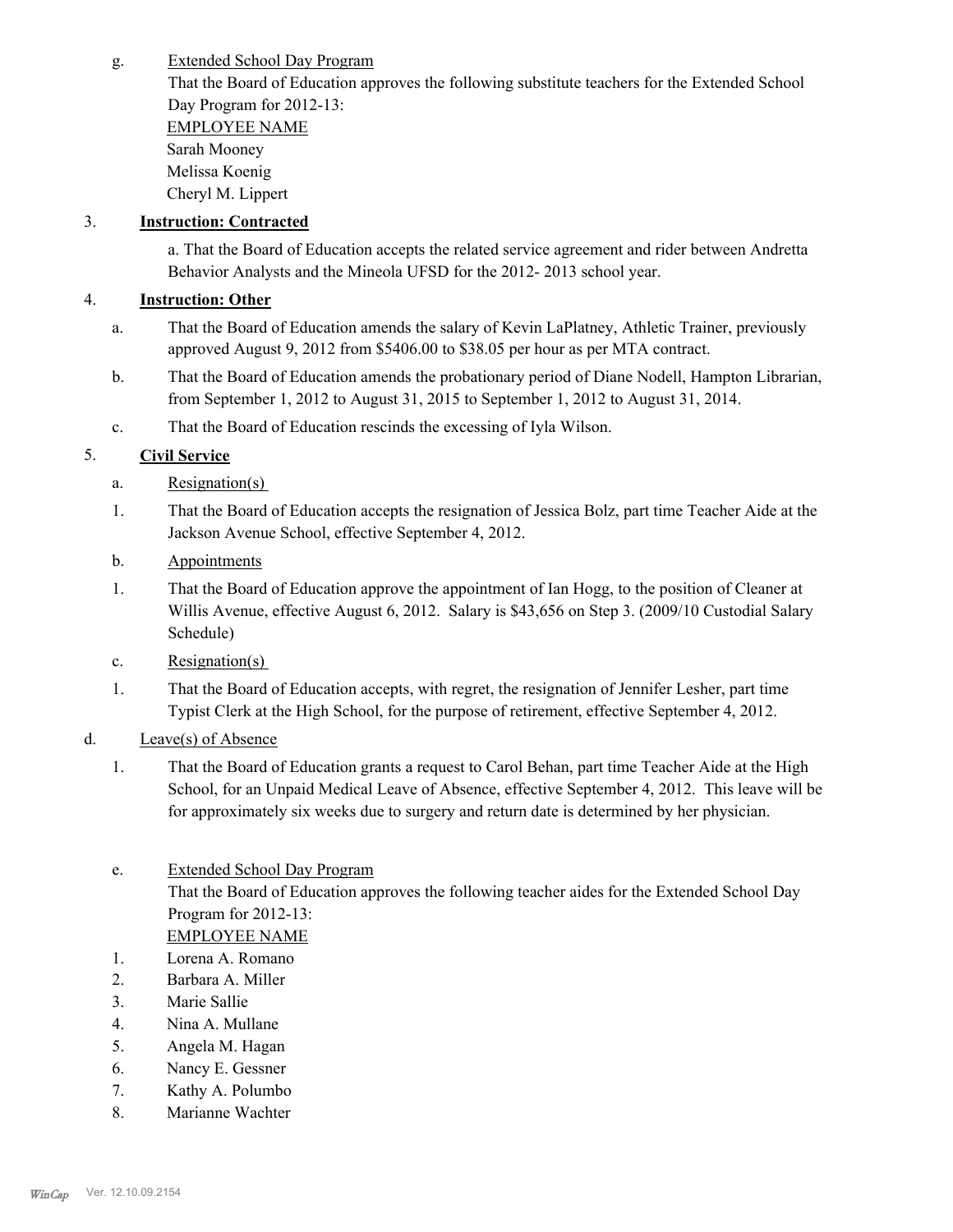g. Extended School Day Program

That the Board of Education approves the following substitute teachers for the Extended School Day Program for 2012-13:

EMPLOYEE NAME
Sarah Mooney
Melissa Koenig
Cheryl M. Lippert

3. **Instruction: Contracted**

a. That the Board of Education accepts the related service agreement and rider between Andretta Behavior Analysts and the Mineola UFSD for the 2012- 2013 school year.

4. **Instruction: Other**

a. That the Board of Education amends the salary of Kevin LaPlatney, Athletic Trainer, previously approved August 9, 2012 from $5406.00 to $38.05 per hour as per MTA contract.

b. That the Board of Education amends the probationary period of Diane Nodell, Hampton Librarian, from September 1, 2012 to August 31, 2015 to September 1, 2012 to August 31, 2014.

c. That the Board of Education rescinds the excessing of Iyla Wilson.

5. **Civil Service**

a. Resignation(s)

1. That the Board of Education accepts the resignation of Jessica Bolz, part time Teacher Aide at the Jackson Avenue School, effective September 4, 2012.

b. Appointments

1. That the Board of Education approve the appointment of Ian Hogg, to the position of Cleaner at Willis Avenue, effective August 6, 2012. Salary is $43,656 on Step 3. (2009/10 Custodial Salary Schedule)

c. Resignation(s)

1. That the Board of Education accepts, with regret, the resignation of Jennifer Lesher, part time Typist Clerk at the High School, for the purpose of retirement, effective September 4, 2012.

d. Leave(s) of Absence

1. That the Board of Education grants a request to Carol Behan, part time Teacher Aide at the High School, for an Unpaid Medical Leave of Absence, effective September 4, 2012. This leave will be for approximately six weeks due to surgery and return date is determined by her physician.

e. Extended School Day Program

That the Board of Education approves the following teacher aides for the Extended School Day Program for 2012-13:

EMPLOYEE NAME

1. Lorena A. Romano
2. Barbara A. Miller
3. Marie Sallie
4. Nina A. Mullane
5. Angela M. Hagan
6. Nancy E. Gessner
7. Kathy A. Polumbo
8. Marianne Wachter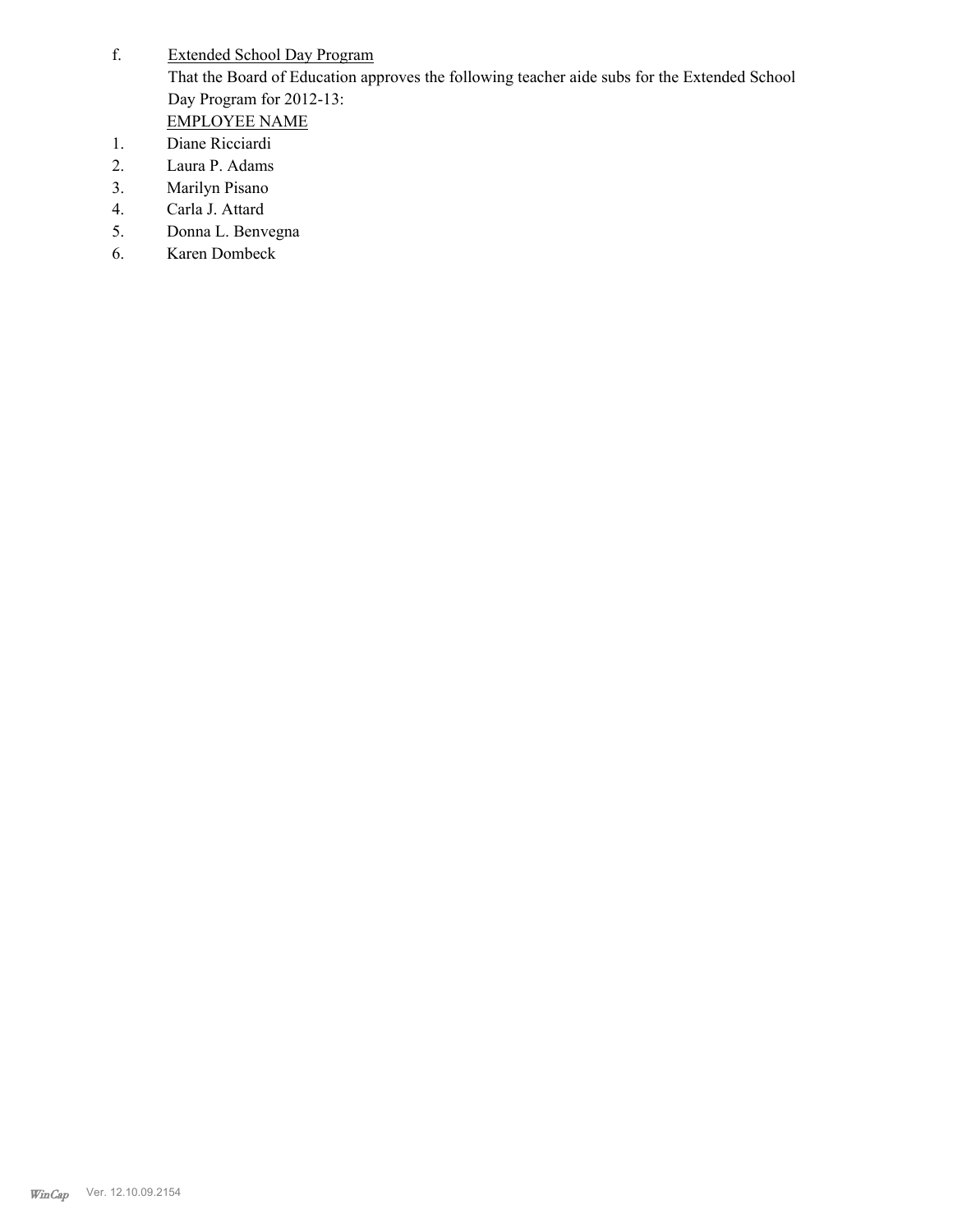f. <u>Extended School Day Program</u>

That the Board of Education approves the following teacher aide subs for the Extended School Day Program for 2012-13:

<u>EMPLOYEE NAME</u>

1. Diane Ricciardi
2. Laura P. Adams
3. Marilyn Pisano
4. Carla J. Attard
5. Donna L. Benvegna
6. Karen Dombeck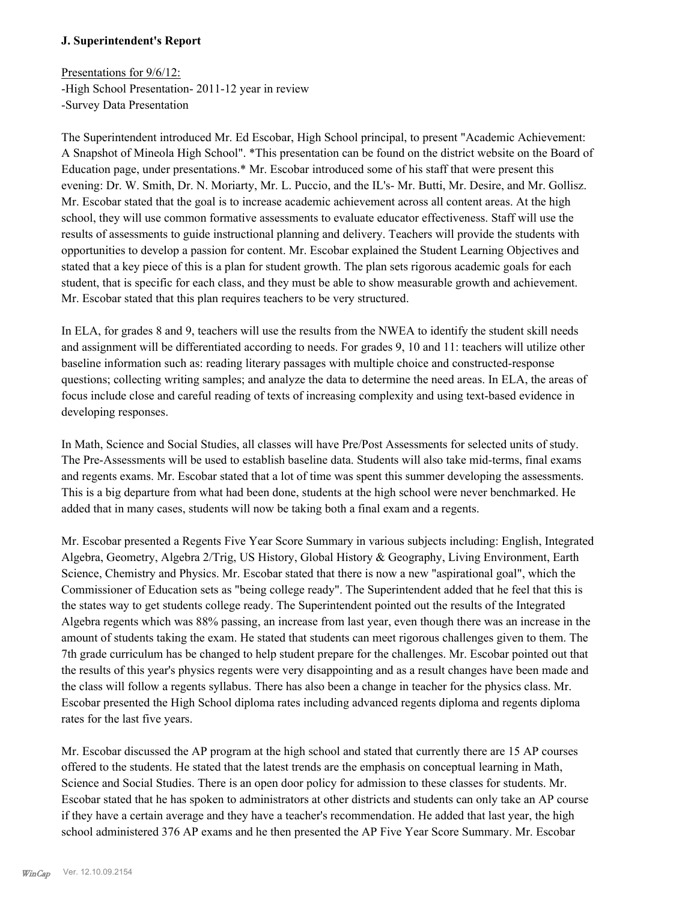### J. Superintendent's Report

Presentations for 9/6/12:
-High School Presentation- 2011-12 year in review
-Survey Data Presentation

The Superintendent introduced Mr. Ed Escobar, High School principal, to present "Academic Achievement: A Snapshot of Mineola High School". *This presentation can be found on the district website on the Board of Education page, under presentations.* Mr. Escobar introduced some of his staff that were present this evening: Dr. W. Smith, Dr. N. Moriarty, Mr. L. Puccio, and the IL's- Mr. Butti, Mr. Desire, and Mr. Gollisz. Mr. Escobar stated that the goal is to increase academic achievement across all content areas. At the high school, they will use common formative assessments to evaluate educator effectiveness. Staff will use the results of assessments to guide instructional planning and delivery. Teachers will provide the students with opportunities to develop a passion for content. Mr. Escobar explained the Student Learning Objectives and stated that a key piece of this is a plan for student growth. The plan sets rigorous academic goals for each student, that is specific for each class, and they must be able to show measurable growth and achievement. Mr. Escobar stated that this plan requires teachers to be very structured.

In ELA, for grades 8 and 9, teachers will use the results from the NWEA to identify the student skill needs and assignment will be differentiated according to needs. For grades 9, 10 and 11: teachers will utilize other baseline information such as: reading literary passages with multiple choice and constructed-response questions; collecting writing samples; and analyze the data to determine the need areas. In ELA, the areas of focus include close and careful reading of texts of increasing complexity and using text-based evidence in developing responses.

In Math, Science and Social Studies, all classes will have Pre/Post Assessments for selected units of study. The Pre-Assessments will be used to establish baseline data. Students will also take mid-terms, final exams and regents exams. Mr. Escobar stated that a lot of time was spent this summer developing the assessments. This is a big departure from what had been done, students at the high school were never benchmarked. He added that in many cases, students will now be taking both a final exam and a regents.

Mr. Escobar presented a Regents Five Year Score Summary in various subjects including: English, Integrated Algebra, Geometry, Algebra 2/Trig, US History, Global History & Geography, Living Environment, Earth Science, Chemistry and Physics. Mr. Escobar stated that there is now a new "aspirational goal", which the Commissioner of Education sets as "being college ready". The Superintendent added that he feel that this is the states way to get students college ready. The Superintendent pointed out the results of the Integrated Algebra regents which was 88% passing, an increase from last year, even though there was an increase in the amount of students taking the exam. He stated that students can meet rigorous challenges given to them. The 7th grade curriculum has be changed to help student prepare for the challenges. Mr. Escobar pointed out that the results of this year's physics regents were very disappointing and as a result changes have been made and the class will follow a regents syllabus. There has also been a change in teacher for the physics class. Mr. Escobar presented the High School diploma rates including advanced regents diploma and regents diploma rates for the last five years.

Mr. Escobar discussed the AP program at the high school and stated that currently there are 15 AP courses offered to the students. He stated that the latest trends are the emphasis on conceptual learning in Math, Science and Social Studies. There is an open door policy for admission to these classes for students. Mr. Escobar stated that he has spoken to administrators at other districts and students can only take an AP course if they have a certain average and they have a teacher's recommendation. He added that last year, the high school administered 376 AP exams and he then presented the AP Five Year Score Summary. Mr. Escobar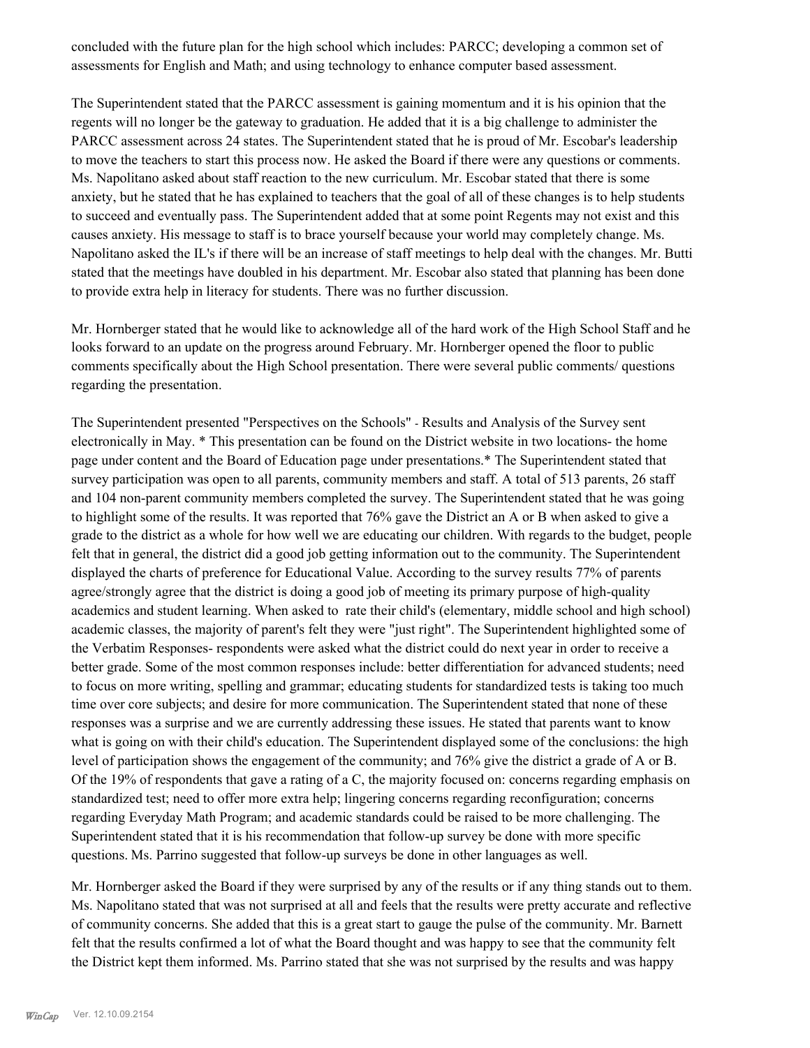concluded with the future plan for the high school which includes: PARCC; developing a common set of assessments for English and Math; and using technology to enhance computer based assessment.

The Superintendent stated that the PARCC assessment is gaining momentum and it is his opinion that the regents will no longer be the gateway to graduation. He added that it is a big challenge to administer the PARCC assessment across 24 states. The Superintendent stated that he is proud of Mr. Escobar's leadership to move the teachers to start this process now. He asked the Board if there were any questions or comments. Ms. Napolitano asked about staff reaction to the new curriculum. Mr. Escobar stated that there is some anxiety, but he stated that he has explained to teachers that the goal of all of these changes is to help students to succeed and eventually pass. The Superintendent added that at some point Regents may not exist and this causes anxiety. His message to staff is to brace yourself because your world may completely change. Ms. Napolitano asked the IL's if there will be an increase of staff meetings to help deal with the changes. Mr. Butti stated that the meetings have doubled in his department. Mr. Escobar also stated that planning has been done to provide extra help in literacy for students. There was no further discussion.

Mr. Hornberger stated that he would like to acknowledge all of the hard work of the High School Staff and he looks forward to an update on the progress around February. Mr. Hornberger opened the floor to public comments specifically about the High School presentation. There were several public comments/ questions regarding the presentation.

The Superintendent presented "Perspectives on the Schools" - Results and Analysis of the Survey sent electronically in May. * This presentation can be found on the District website in two locations- the home page under content and the Board of Education page under presentations.* The Superintendent stated that survey participation was open to all parents, community members and staff. A total of 513 parents, 26 staff and 104 non-parent community members completed the survey. The Superintendent stated that he was going to highlight some of the results. It was reported that 76% gave the District an A or B when asked to give a grade to the district as a whole for how well we are educating our children. With regards to the budget, people felt that in general, the district did a good job getting information out to the community. The Superintendent displayed the charts of preference for Educational Value. According to the survey results 77% of parents agree/strongly agree that the district is doing a good job of meeting its primary purpose of high-quality academics and student learning. When asked to rate their child's (elementary, middle school and high school) academic classes, the majority of parent's felt they were "just right". The Superintendent highlighted some of the Verbatim Responses- respondents were asked what the district could do next year in order to receive a better grade. Some of the most common responses include: better differentiation for advanced students; need to focus on more writing, spelling and grammar; educating students for standardized tests is taking too much time over core subjects; and desire for more communication. The Superintendent stated that none of these responses was a surprise and we are currently addressing these issues. He stated that parents want to know what is going on with their child's education. The Superintendent displayed some of the conclusions: the high level of participation shows the engagement of the community; and 76% give the district a grade of A or B. Of the 19% of respondents that gave a rating of a C, the majority focused on: concerns regarding emphasis on standardized test; need to offer more extra help; lingering concerns regarding reconfiguration; concerns regarding Everyday Math Program; and academic standards could be raised to be more challenging. The Superintendent stated that it is his recommendation that follow-up survey be done with more specific questions. Ms. Parrino suggested that follow-up surveys be done in other languages as well.

Mr. Hornberger asked the Board if they were surprised by any of the results or if any thing stands out to them. Ms. Napolitano stated that was not surprised at all and feels that the results were pretty accurate and reflective of community concerns. She added that this is a great start to gauge the pulse of the community. Mr. Barnett felt that the results confirmed a lot of what the Board thought and was happy to see that the community felt the District kept them informed. Ms. Parrino stated that she was not surprised by the results and was happy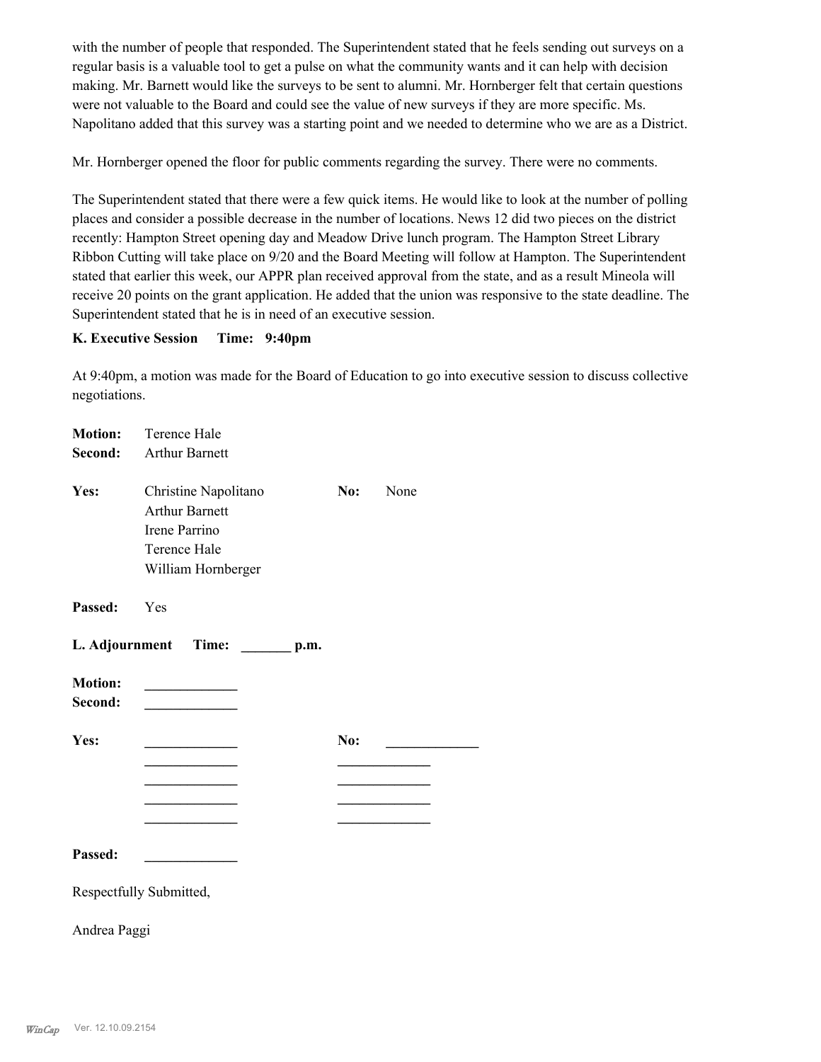with the number of people that responded. The Superintendent stated that he feels sending out surveys on a regular basis is a valuable tool to get a pulse on what the community wants and it can help with decision making. Mr. Barnett would like the surveys to be sent to alumni. Mr. Hornberger felt that certain questions were not valuable to the Board and could see the value of new surveys if they are more specific. Ms. Napolitano added that this survey was a starting point and we needed to determine who we are as a District.

Mr. Hornberger opened the floor for public comments regarding the survey. There were no comments.

The Superintendent stated that there were a few quick items. He would like to look at the number of polling places and consider a possible decrease in the number of locations. News 12 did two pieces on the district recently: Hampton Street opening day and Meadow Drive lunch program. The Hampton Street Library Ribbon Cutting will take place on 9/20 and the Board Meeting will follow at Hampton. The Superintendent stated that earlier this week, our APPR plan received approval from the state, and as a result Mineola will receive 20 points on the grant application. He added that the union was responsive to the state deadline. The Superintendent stated that he is in need of an executive session.

**K. Executive Session Time: 9:40pm**

At 9:40pm, a motion was made for the Board of Education to go into executive session to discuss collective negotiations.

**Motion:** Terence Hale
**Second:** Arthur Barnett

| | | | |
|---|---|---|---|
| **Yes:** | Christine Napolitano | **No:** | None |
| | Arthur Barnett | | |
| | Irene Parrino | | |
| | Terence Hale | | |
| | William Hornberger | | |

**Passed:** Yes

**L. Adjournment Time: _______ p.m.**

**Motion:** _____________
**Second:** _____________

| | | | |
|---|---|---|---|
| **Yes:** | _____________ | **No:** | _____________ |
| | _____________ | | _____________ |
| | _____________ | | _____________ |
| | _____________ | | _____________ |
| | _____________ | | _____________ |

**Passed:** _____________

Respectfully Submitted,

Andrea Paggi